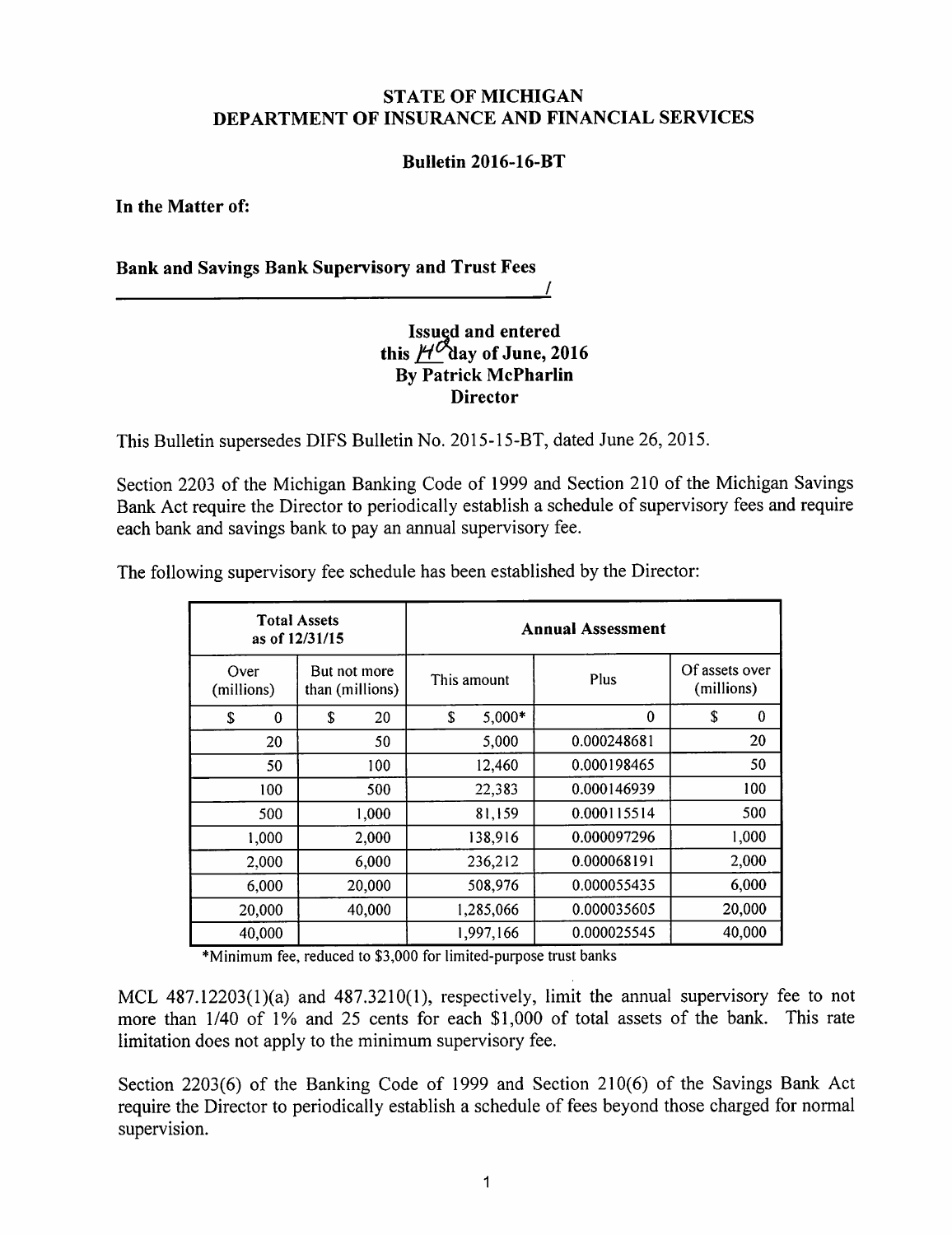# STATE OF MICHIGAN
# DEPARTMENT OF INSURANCE AND FINANCIAL SERVICES

## Bulletin 2016-16-BT

**In the Matter of:**

**Bank and Savings Bank Supervisory and Trust Fees** /

**Issued and entered**
**this 14th day of June, 2016**
**By Patrick McPharlin**
**Director**

This Bulletin supersedes DIFS Bulletin No. 2015-15-BT, dated June 26, 2015.

Section 2203 of the Michigan Banking Code of 1999 and Section 210 of the Michigan Savings Bank Act require the Director to periodically establish a schedule of supervisory fees and require each bank and savings bank to pay an annual supervisory fee.

The following supervisory fee schedule has been established by the Director:

| Total Assets as of 12/31/15 | | Annual Assessment | | |
|---|---|---|---|---|
| Over (millions) | But not more than (millions) | This amount | Plus | Of assets over (millions) |
| $ 0 | $ 20 | $ 5,000* | 0 | $ 0 |
| 20 | 50 | 5,000 | 0.000248681 | 20 |
| 50 | 100 | 12,460 | 0.000198465 | 50 |
| 100 | 500 | 22,383 | 0.000146939 | 100 |
| 500 | 1,000 | 81,159 | 0.000115514 | 500 |
| 1,000 | 2,000 | 138,916 | 0.000097296 | 1,000 |
| 2,000 | 6,000 | 236,212 | 0.000068191 | 2,000 |
| 6,000 | 20,000 | 508,976 | 0.000055435 | 6,000 |
| 20,000 | 40,000 | 1,285,066 | 0.000035605 | 20,000 |
| 40,000 | | 1,997,166 | 0.000025545 | 40,000 |

*Minimum fee, reduced to $3,000 for limited-purpose trust banks

MCL 487.12203(1)(a) and 487.3210(1), respectively, limit the annual supervisory fee to not more than 1/40 of 1% and 25 cents for each $1,000 of total assets of the bank. This rate limitation does not apply to the minimum supervisory fee.

Section 2203(6) of the Banking Code of 1999 and Section 210(6) of the Savings Bank Act require the Director to periodically establish a schedule of fees beyond those charged for normal supervision.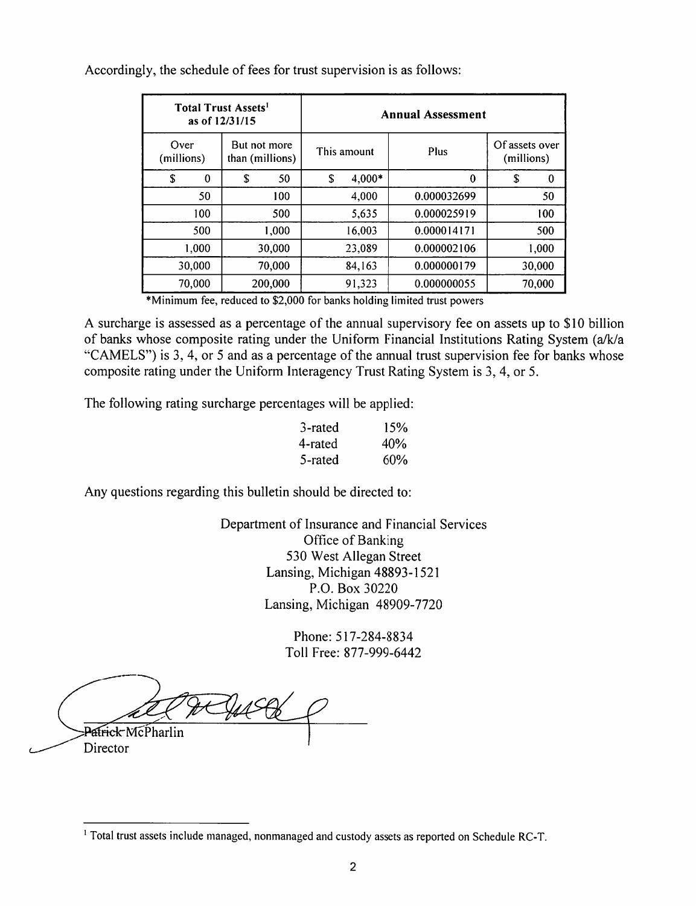Accordingly, the schedule of fees for trust supervision is as follows:

| Total Trust Assets[1] as of 12/31/15 | | Annual Assessment | | |
|---|---|---|---|---|
| Over (millions) | But not more than (millions) | This amount | Plus | Of assets over (millions) |
| $ 0 | $ 50 | $ 4,000* | 0 | $ 0 |
| 50 | 100 | 4,000 | 0.000032699 | 50 |
| 100 | 500 | 5,635 | 0.000025919 | 100 |
| 500 | 1,000 | 16,003 | 0.000014171 | 500 |
| 1,000 | 30,000 | 23,089 | 0.000002106 | 1,000 |
| 30,000 | 70,000 | 84,163 | 0.000000179 | 30,000 |
| 70,000 | 200,000 | 91,323 | 0.000000055 | 70,000 |

*Minimum fee, reduced to $2,000 for banks holding limited trust powers

A surcharge is assessed as a percentage of the annual supervisory fee on assets up to $10 billion of banks whose composite rating under the Uniform Financial Institutions Rating System (a/k/a "CAMELS") is 3, 4, or 5 and as a percentage of the annual trust supervision fee for banks whose composite rating under the Uniform Interagency Trust Rating System is 3, 4, or 5.

The following rating surcharge percentages will be applied:

| | |
|---|---|
| 3-rated | 15% |
| 4-rated | 40% |
| 5-rated | 60% |

Any questions regarding this bulletin should be directed to:

Department of Insurance and Financial Services
Office of Banking
530 West Allegan Street
Lansing, Michigan 48893-1521
P.O. Box 30220
Lansing, Michigan 48909-7720

Phone: 517-284-8834
Toll Free: 877-999-6442

Patrick McPharlin
Director

[1] Total trust assets include managed, nonmanaged and custody assets as reported on Schedule RC-T.